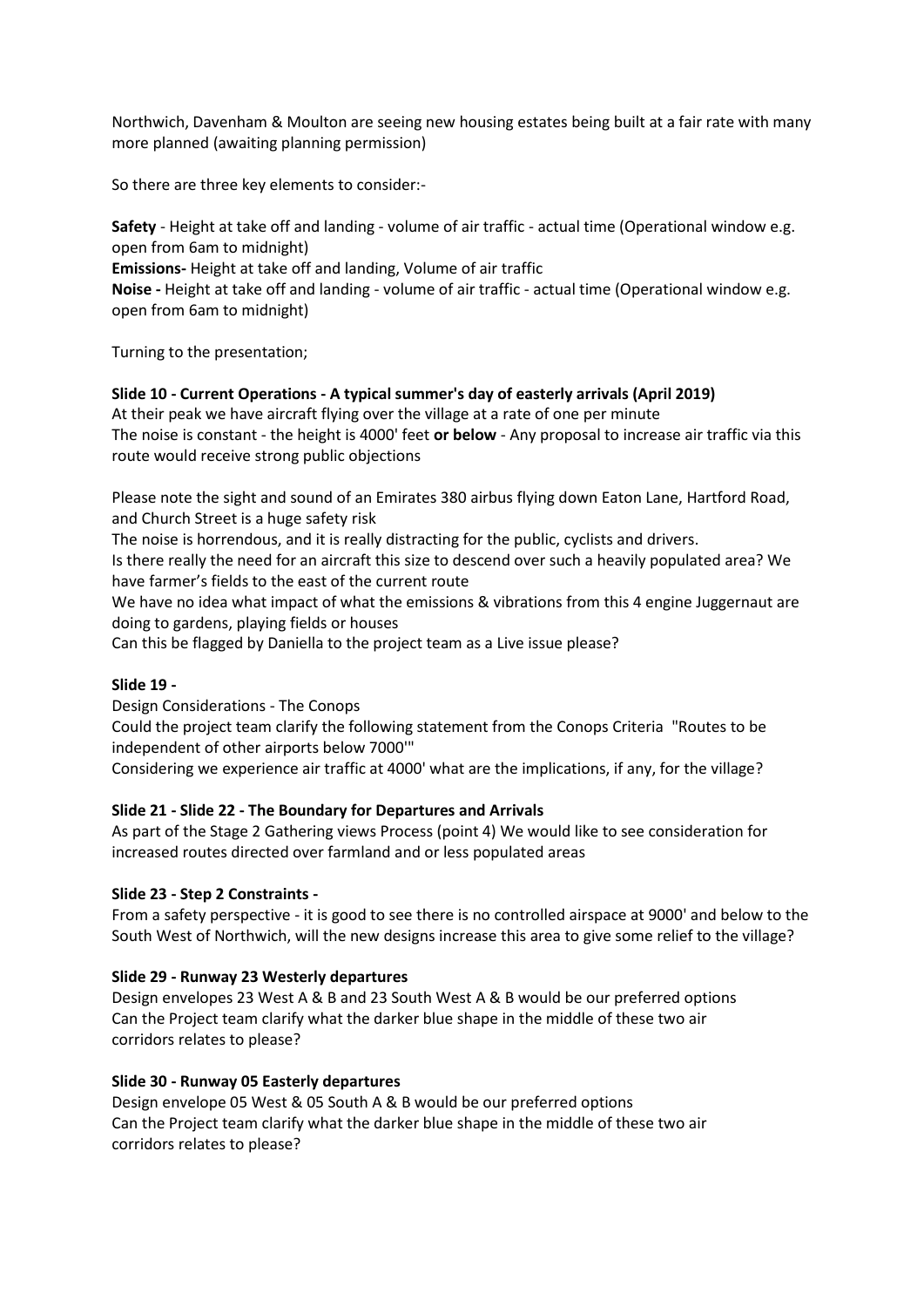Northwich, Davenham & Moulton are seeing new housing estates being built at a fair rate with many more planned (awaiting planning permission)

So there are three key elements to consider:-

**Safety** - Height at take off and landing - volume of air traffic - actual time (Operational window e.g. open from 6am to midnight)
**Emissions-** Height at take off and landing, Volume of air traffic
**Noise -** Height at take off and landing - volume of air traffic - actual time (Operational window e.g. open from 6am to midnight)

Turning to the presentation;

**Slide 10 - Current Operations - A typical summer's day of easterly arrivals (April 2019)**
At their peak we have aircraft flying over the village at a rate of one per minute
The noise is constant - the height is 4000' feet **or below** - Any proposal to increase air traffic via this route would receive strong public objections

Please note the sight and sound of an Emirates 380 airbus flying down Eaton Lane, Hartford Road, and Church Street is a huge safety risk
The noise is horrendous, and it is really distracting for the public, cyclists and drivers.
Is there really the need for an aircraft this size to descend over such a heavily populated area? We have farmer's fields to the east of the current route
We have no idea what impact of what the emissions & vibrations from this 4 engine Juggernaut are doing to gardens, playing fields or houses
Can this be flagged by Daniella to the project team as a Live issue please?

**Slide 19 -**
Design Considerations - The Conops
Could the project team clarify the following statement from the Conops Criteria "Routes to be independent of other airports below 7000'"
Considering we experience air traffic at 4000' what are the implications, if any, for the village?

**Slide 21 - Slide 22 - The Boundary for Departures and Arrivals**
As part of the Stage 2 Gathering views Process (point 4) We would like to see consideration for increased routes directed over farmland and or less populated areas

**Slide 23 - Step 2 Constraints -**
From a safety perspective - it is good to see there is no controlled airspace at 9000' and below to the South West of Northwich, will the new designs increase this area to give some relief to the village?

**Slide 29 - Runway 23 Westerly departures**
Design envelopes 23 West A & B and 23 South West A & B would be our preferred options
Can the Project team clarify what the darker blue shape in the middle of these two air corridors relates to please?

**Slide 30 - Runway 05 Easterly departures**
Design envelope 05 West & 05 South A & B would be our preferred options
Can the Project team clarify what the darker blue shape in the middle of these two air corridors relates to please?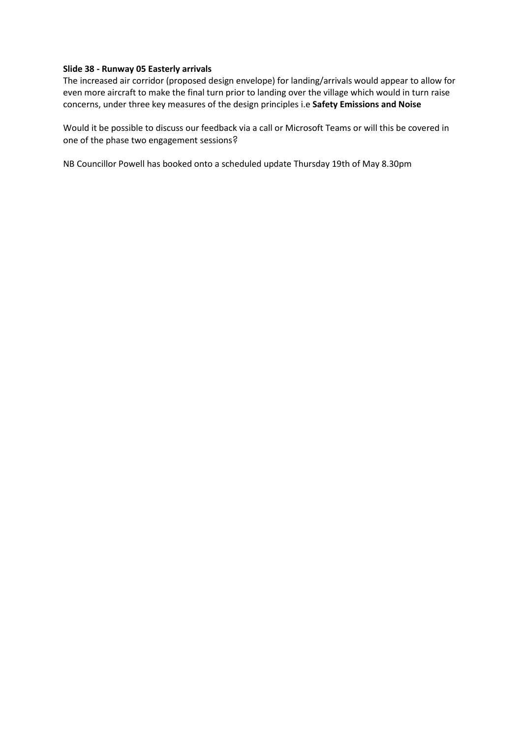**Slide 38 - Runway 05 Easterly arrivals**

The increased air corridor (proposed design envelope) for landing/arrivals would appear to allow for even more aircraft to make the final turn prior to landing over the village which would in turn raise concerns, under three key measures of the design principles i.e **Safety Emissions and Noise**

Would it be possible to discuss our feedback via a call or Microsoft Teams or will this be covered in one of the phase two engagement sessions?

NB Councillor Powell has booked onto a scheduled update Thursday 19th of May 8.30pm